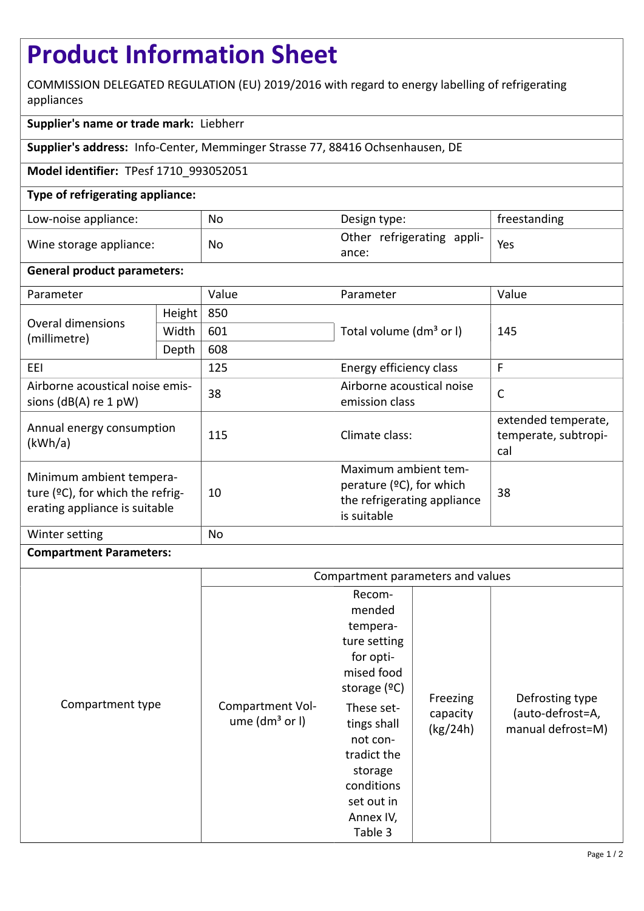# Product Information Sheet

COMMISSION DELEGATED REGULATION (EU) 2019/2016 with regard to energy labelling of refrigerating appliances

**Supplier's name or trade mark:** Liebherr

**Supplier's address:** Info-Center, Memminger Strasse 77, 88416 Ochsenhausen, DE

**Model identifier:** TPesf 1710_993052051

**Type of refrigerating appliance:**

| | | | |
|---|---|---|---|
| Low-noise appliance: | No | Design type: | freestanding |
| Wine storage appliance: | No | Other refrigerating appliance: | Yes |

**General product parameters:**

| Parameter | | Value | Parameter | Value |
|---|---|---|---|---|
| Overal dimensions (millimetre) | Height | 850 | Total volume (dm³ or l) | 145 |
| | Width | 601 | | |
| | Depth | 608 | | |
| EEI | | 125 | Energy efficiency class | F |
| Airborne acoustical noise emissions (dB(A) re 1 pW) | | 38 | Airborne acoustical noise emission class | C |
| Annual energy consumption (kWh/a) | | 115 | Climate class: | extended temperate, temperate, subtropical |
| Minimum ambient temperature (ºC), for which the refrigerating appliance is suitable | | 10 | Maximum ambient temperature (ºC), for which the refrigerating appliance is suitable | 38 |
| Winter setting | | No | | |

**Compartment Parameters:**

| Compartment type | Compartment parameters and values | | | |
|---|---|---|---|---|
| | Compartment Volume (dm³ or l) | Recommended temperature setting for optimised food storage (ºC) These settings shall not contradict the storage conditions set out in Annex IV, Table 3 | Freezing capacity (kg/24h) | Defrosting type (auto-defrost=A, manual defrost=M) |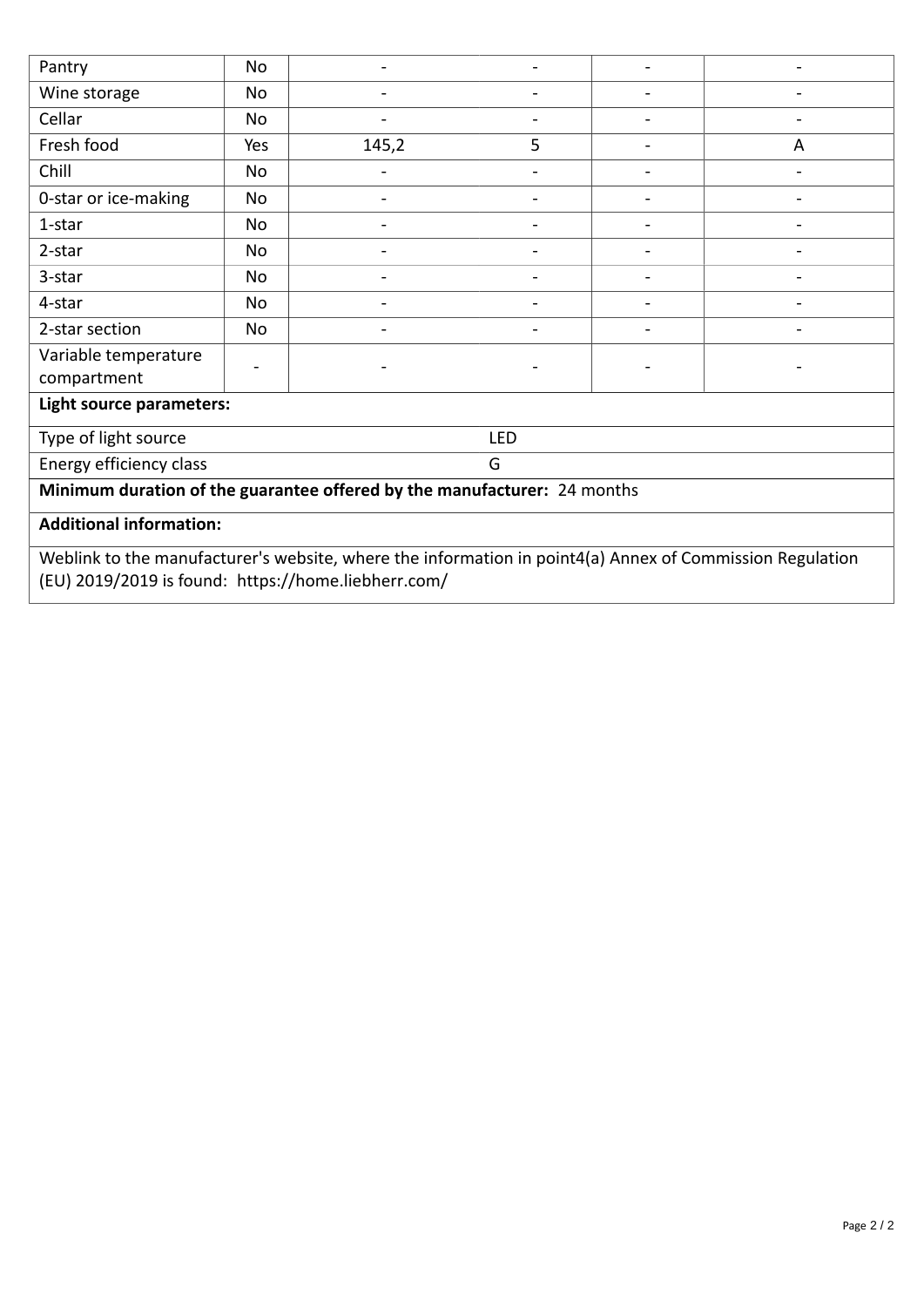| | | | | | |
|---|---|---|---|---|---|
| Pantry | No | - | - | - | - |
| Wine storage | No | - | - | - | - |
| Cellar | No | - | - | - | - |
| Fresh food | Yes | 145,2 | 5 | - | A |
| Chill | No | - | - | - | - |
| 0-star or ice-making | No | - | - | - | - |
| 1-star | No | - | - | - | - |
| 2-star | No | - | - | - | - |
| 3-star | No | - | - | - | - |
| 4-star | No | - | - | - | - |
| 2-star section | No | - | - | - | - |
| Variable temperature compartment | - | - | - | - | - |

**Light source parameters:**

| | |
|---|---|
| Type of light source | LED |
| Energy efficiency class | G |

**Minimum duration of the guarantee offered by the manufacturer:** 24 months

**Additional information:**

Weblink to the manufacturer's website, where the information in point4(a) Annex of Commission Regulation (EU) 2019/2019 is found: https://home.liebherr.com/